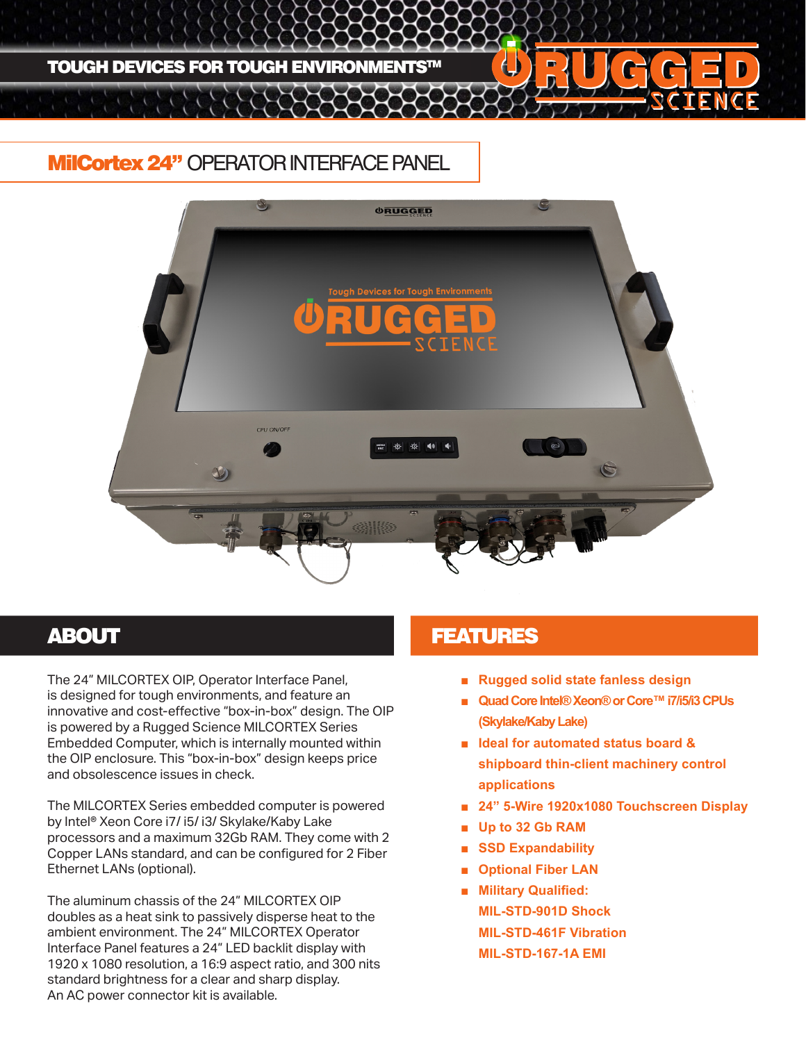TOUGH DEVICES FOR TOUGH ENVIRONMENTS™

# MilCortex 24" OPERATOR INTERFACE PANEL

## ABOUT

The 24" MILCORTEX OIP, Operator Interface Panel, is designed for tough environments, and feature an innovative and cost-effective "box-in-box" design. The OIP is powered by a Rugged Science MILCORTEX Series Embedded Computer, which is internally mounted within the OIP enclosure. This "box-in-box" design keeps price and obsolescence issues in check.

The MILCORTEX Series embedded computer is powered by Intel® Xeon Core i7/ i5/ i3/ Skylake/Kaby Lake processors and a maximum 32Gb RAM. They come with 2 Copper LANs standard, and can be configured for 2 Fiber Ethernet LANs (optional).

The aluminum chassis of the 24" MILCORTEX OIP doubles as a heat sink to passively disperse heat to the ambient environment. The 24" MILCORTEX Operator Interface Panel features a 24" LED backlit display with 1920 x 1080 resolution, a 16:9 aspect ratio, and 300 nits standard brightness for a clear and sharp display.
An AC power connector kit is available.

## FEATURES

- Rugged solid state fanless design
- Quad Core Intel® Xeon® or Core™ i7/i5/i3 CPUs (Skylake/Kaby Lake)
- Ideal for automated status board & shipboard thin-client machinery control applications
- 24" 5-Wire 1920x1080 Touchscreen Display
- Up to 32 Gb RAM
- SSD Expandability
- Optional Fiber LAN
- Military Qualified:
  MIL-STD-901D Shock
  MIL-STD-461F Vibration
  MIL-STD-167-1A EMI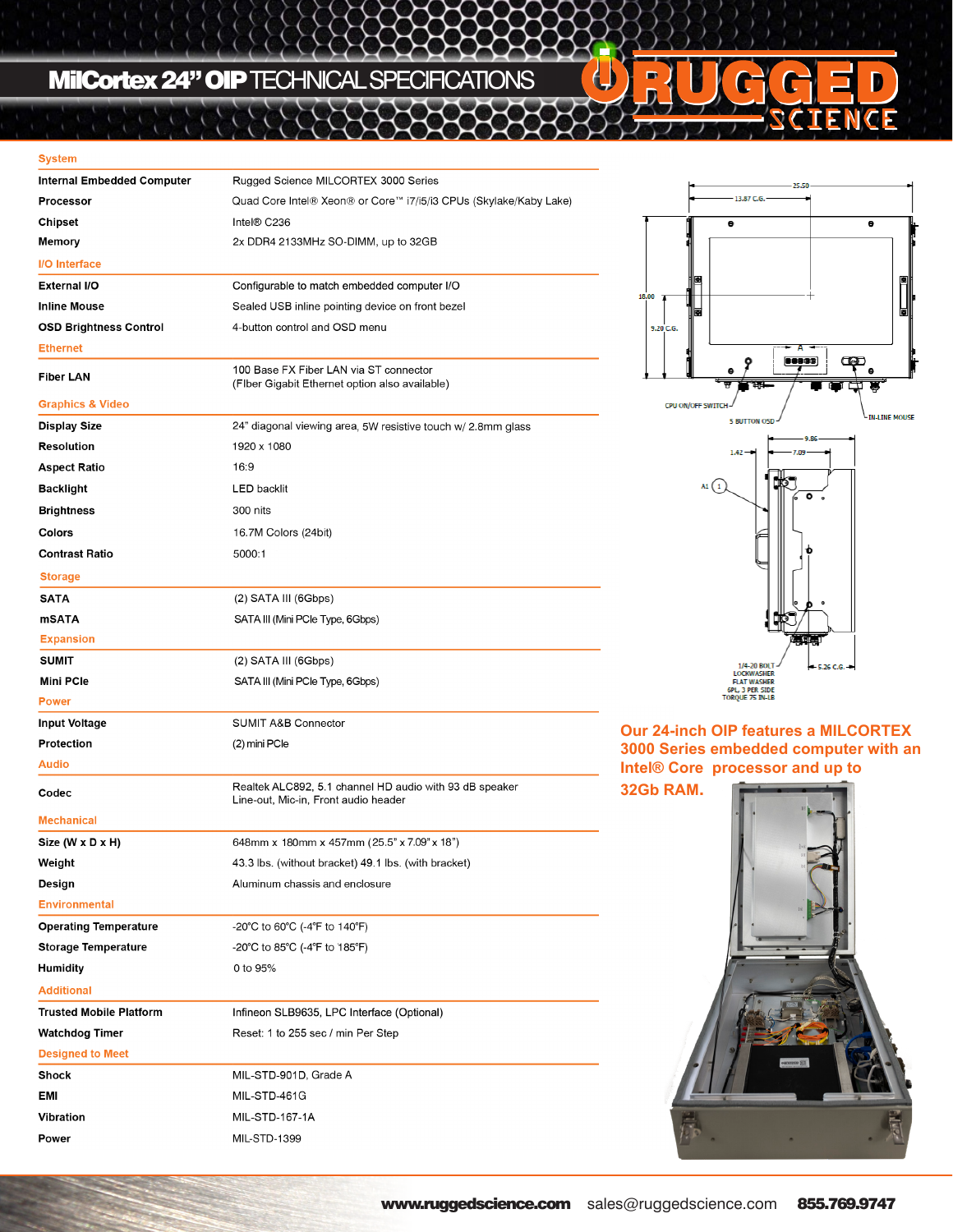# MilCortex 24" OIP TECHNICAL SPECIFICATIONS

| | |
|---|---|
| **System** | |
| Internal Embedded Computer | Rugged Science MILCORTEX 3000 Series |
| Processor | Quad Core Intel® Xeon® or Core™ i7/i5/i3 CPUs (Skylake/Kaby Lake) |
| Chipset | Intel® C236 |
| Memory | 2x DDR4 2133MHz SO-DIMM, up to 32GB |
| **I/O Interface** | |
| External I/O | Configurable to match embedded computer I/O |
| Inline Mouse | Sealed USB inline pointing device on front bezel |
| OSD Brightness Control | 4-button control and OSD menu |
| **Ethernet** | |
| Fiber LAN | 100 Base FX Fiber LAN via ST connector (FIber Gigabit Ethernet option also available) |
| **Graphics & Video** | |
| Display Size | 24" diagonal viewing area, 5W resistive touch w/ 2.8mm glass |
| Resolution | 1920 x 1080 |
| Aspect Ratio | 16:9 |
| Backlight | LED backlit |
| Brightness | 300 nits |
| Colors | 16.7M Colors (24bit) |
| Contrast Ratio | 5000:1 |
| **Storage** | |
| SATA | (2) SATA III (6Gbps) |
| mSATA | SATA III (Mini PCIe Type, 6Gbps) |
| **Expansion** | |
| SUMIT | (2) SATA III (6Gbps) |
| Mini PCIe | SATA III (Mini PCIe Type, 6Gbps) |
| **Power** | |
| Input Voltage | SUMIT A&B Connector |
| Protection | (2) mini PCIe |
| **Audio** | |
| Codec | Realtek ALC892, 5.1 channel HD audio with 93 dB speaker Line-out, Mic-in, Front audio header |
| **Mechanical** | |
| Size (W x D x H) | 648mm x 180mm x 457mm (25.5" x 7.09" x 18") |
| Weight | 43.3 lbs. (without bracket) 49.1 lbs. (with bracket) |
| Design | Aluminum chassis and enclosure |
| **Environmental** | |
| Operating Temperature | -20°C to 60°C (-4°F to 140°F) |
| Storage Temperature | -20°C to 85°C (-4°F to 185°F) |
| Humidity | 0 to 95% |
| **Additional** | |
| Trusted Mobile Platform | Infineon SLB9635, LPC Interface (Optional) |
| Watchdog Timer | Reset: 1 to 255 sec / min Per Step |
| **Designed to Meet** | |
| Shock | MIL-STD-901D, Grade A |
| EMI | MIL-STD-461G |
| Vibration | MIL-STD-167-1A |
| Power | MIL-STD-1399 |

25.50
13.87 C.G.
18.00
9.20 C.G.
CPU ON/OFF SWITCH
5 BUTTON OSD
IN-LINE MOUSE
9.86
1.42
7.09
A1
1/4-20 BOLT
LOCKWASHER
FLAT WASHER
6PL, 3 PER SIDE
TORQUE 75 IN-LB
5.26 C.G.

**Our 24-inch OIP features a MILCORTEX 3000 Series embedded computer with an Intel® Core processor and up to 32Gb RAM.**

www.ruggedscience.com sales@ruggedscience.com 855.769.9747